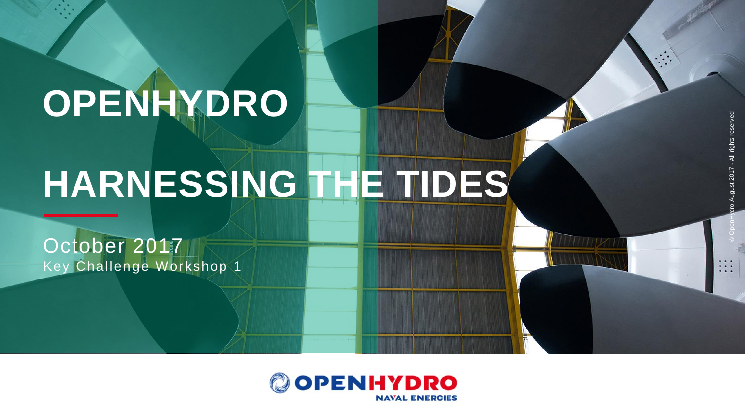# OPENHYDRO

# HARNESSING THE TIDES

October 2017

Key Challenge Workshop 1

© OpenHydro August 2017 - All rights reserved

OPENHYDRO NAVAL ENERGIES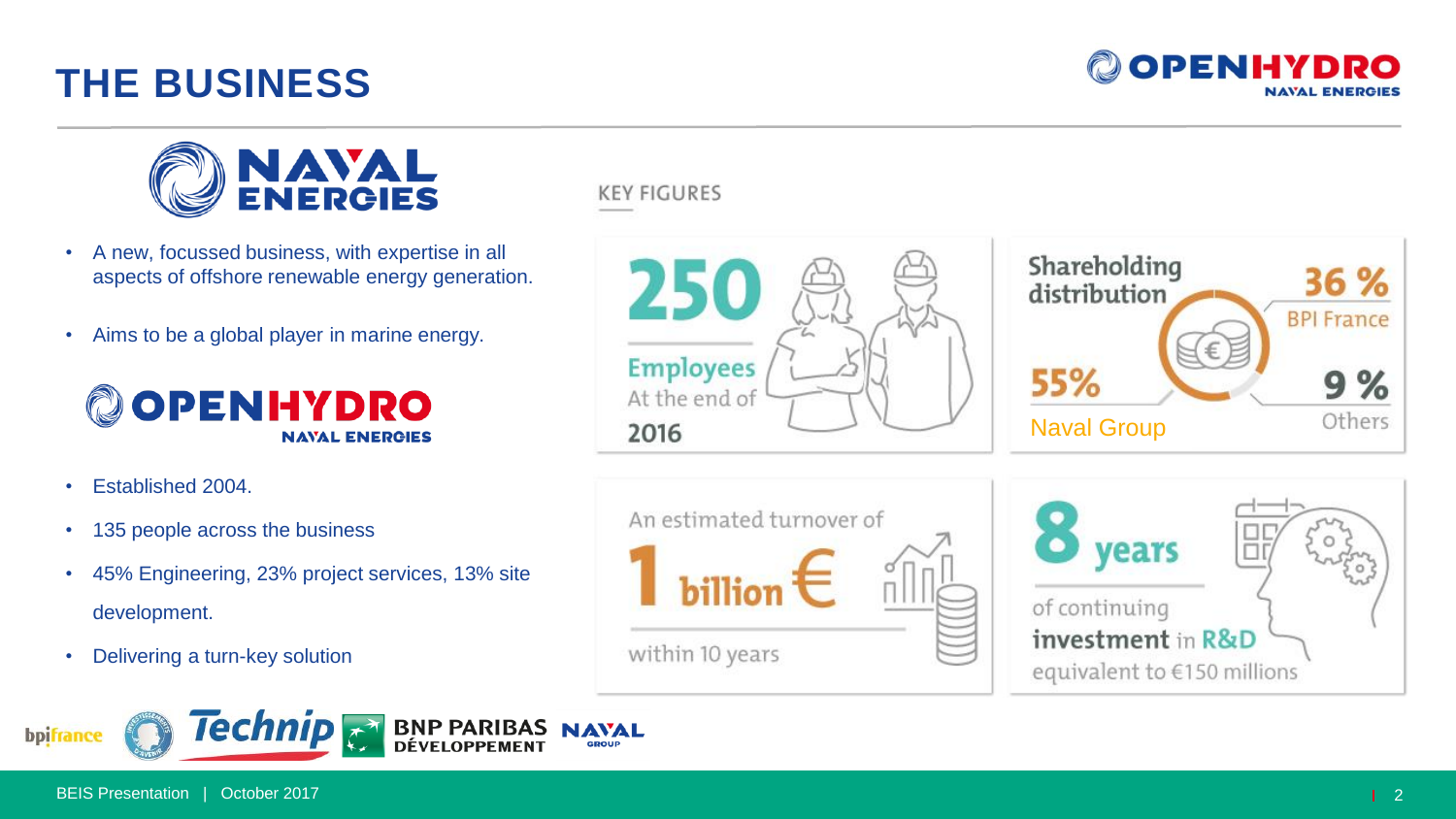# THE BUSINESS

## NAVAL ENERGIES

- A new, focussed business, with expertise in all aspects of offshore renewable energy generation.
- Aims to be a global player in marine energy.

## OPENHYDRO NAVAL ENERGIES

- Established 2004.
- 135 people across the business
- 45% Engineering, 23% project services, 13% site development.
- Delivering a turn-key solution

### KEY FIGURES

**250** Employees At the end of 2016

Shareholding distribution
- 55% Naval Group
- 36 % BPI France
- 9 % Others

An estimated turnover of **1 billion €** within 10 years

**8 years** of continuing **investment** in R&D equivalent to €150 millions

bpifrance | Technip | BNP PARIBAS DÉVELOPPEMENT | NAVAL GROUP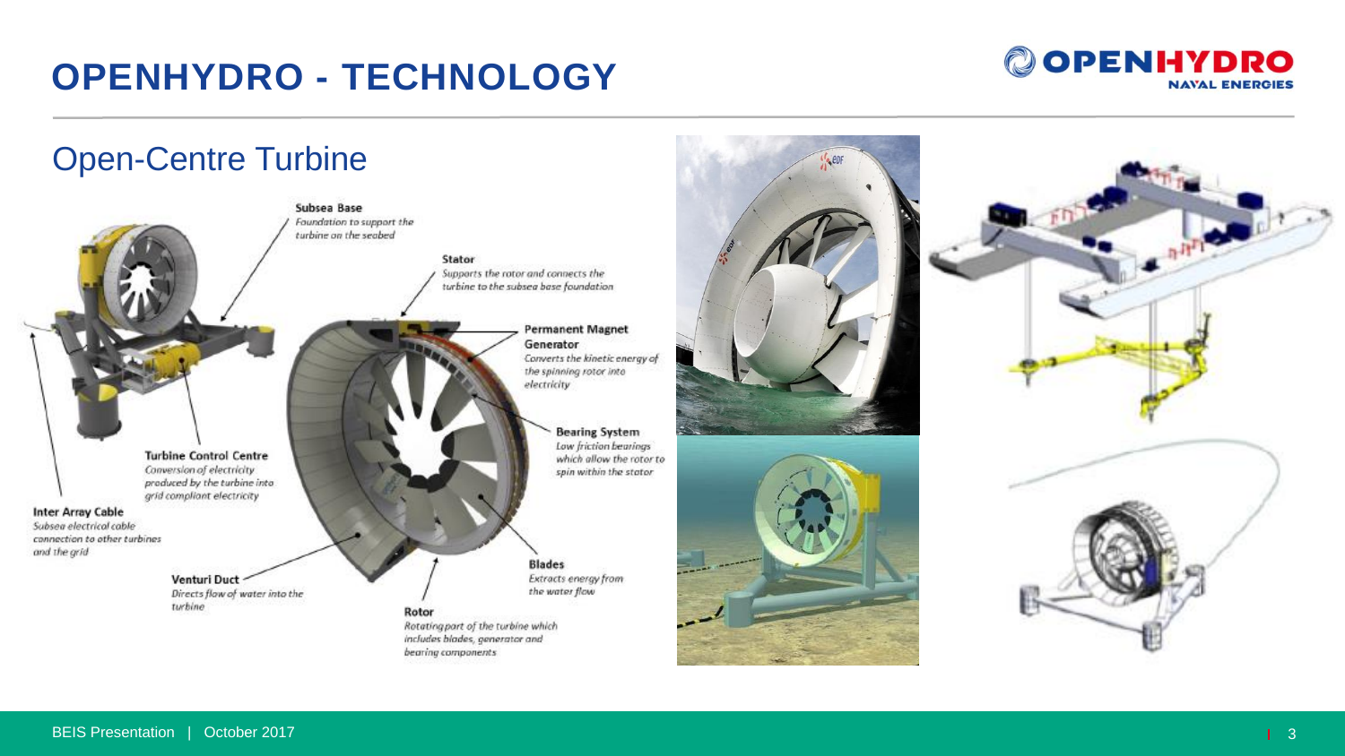# OPENHYDRO - TECHNOLOGY

## Open-Centre Turbine

**Subsea Base**
*Foundation to support the turbine on the seabed*

**Stator**
*Supports the rotor and connects the turbine to the subsea base foundation*

**Permanent Magnet Generator**
*Converts the kinetic energy of the spinning rotor into electricity*

**Bearing System**
*Low friction bearings which allow the rotor to spin within the stator*

**Turbine Control Centre**
*Conversion of electricity produced by the turbine into grid compliant electricity*

**Inter Array Cable**
*Subsea electrical cable connection to other turbines and the grid*

**Venturi Duct**
*Directs flow of water into the turbine*

**Blades**
*Extracts energy from the water flow*

**Rotor**
*Rotating part of the turbine which includes blades, generator and bearing components*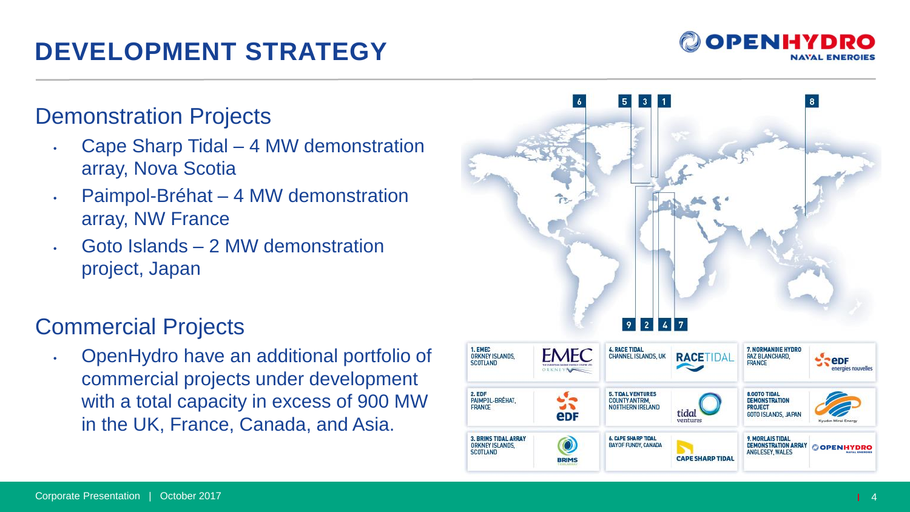# DEVELOPMENT STRATEGY

## Demonstration Projects

- Cape Sharp Tidal – 4 MW demonstration array, Nova Scotia
- Paimpol-Bréhat – 4 MW demonstration array, NW France
- Goto Islands – 2 MW demonstration project, Japan

## Commercial Projects

- OpenHydro have an additional portfolio of commercial projects under development with a total capacity in excess of 900 MW in the UK, France, Canada, and Asia.

| | | |
|---|---|---|
| 1. EMEC ORKNEY ISLANDS, SCOTLAND | 4. RACE TIDAL CHANNEL ISLANDS, UK | 7. NORMANDIE HYDRO RAZ BLANCHARD, FRANCE |
| 2. EDF PAIMPOL-BRÉHAT, FRANCE | 5. TIDAL VENTURES COUNTY ANTRIM, NORTHERN IRELAND | 8. GOTO TIDAL DEMONSTRATION PROJECT GOTO ISLANDS, JAPAN |
| 3. BRIMS TIDAL ARRAY ORKNEY ISLANDS, SCOTLAND | 6. CAPE SHARP TIDAL BAY OF FUNDY, CANADA | 9. MORLAIS TIDAL DEMONSTRATION ARRAY ANGLESEY, WALES |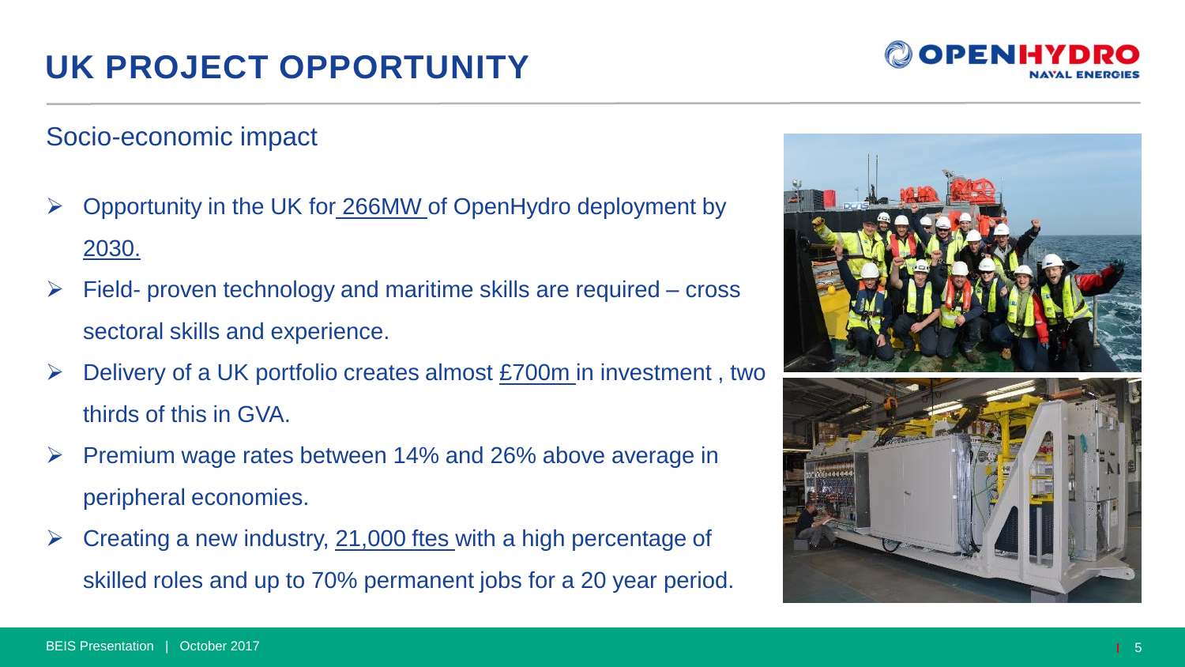# UK PROJECT OPPORTUNITY

## Socio-economic impact

- Opportunity in the UK for 266MW of OpenHydro deployment by 2030.
- Field- proven technology and maritime skills are required – cross sectoral skills and experience.
- Delivery of a UK portfolio creates almost £700m in investment , two thirds of this in GVA.
- Premium wage rates between 14% and 26% above average in peripheral economies.
- Creating a new industry, 21,000 ftes with a high percentage of skilled roles and up to 70% permanent jobs for a 20 year period.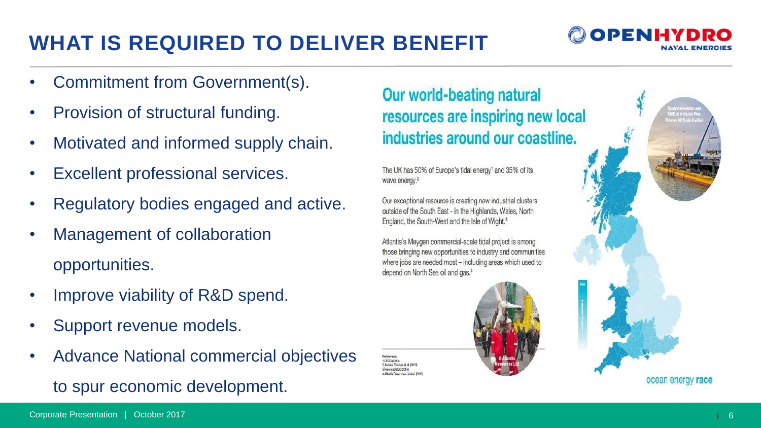# WHAT IS REQUIRED TO DELIVER BENEFIT

- Commitment from Government(s).
- Provision of structural funding.
- Motivated and informed supply chain.
- Excellent professional services.
- Regulatory bodies engaged and active.
- Management of collaboration opportunities.
- Improve viability of R&D spend.
- Support revenue models.
- Advance National commercial objectives to spur economic development.

## Our world-beating natural resources are inspiring new local industries around our coastline.

The UK has 50% of Europe's tidal energy[1] and 35% of its wave energy.[2]

Our exceptional resource is creating new industrial clusters outside of the South East - in the Highlands, Wales, North England, the South-West and the Isle of Wight.[3]

Atlantis's Meygen commercial-scale tidal project is among those bringing new opportunities to industry and communities where jobs are needed most – including areas which used to depend on North Sea oil and gas.[4]

References:
1 DECC (2013)
2 Andrew Thomas et al. (2013)
3 RenewableUK (2016)
4 Atlantis Resources Limited (2016)

© Atlantis Resources Ltd

Scotrenewables and SME at Hatston Pier, Orkney (© Colin Keldie)

ocean energy **race**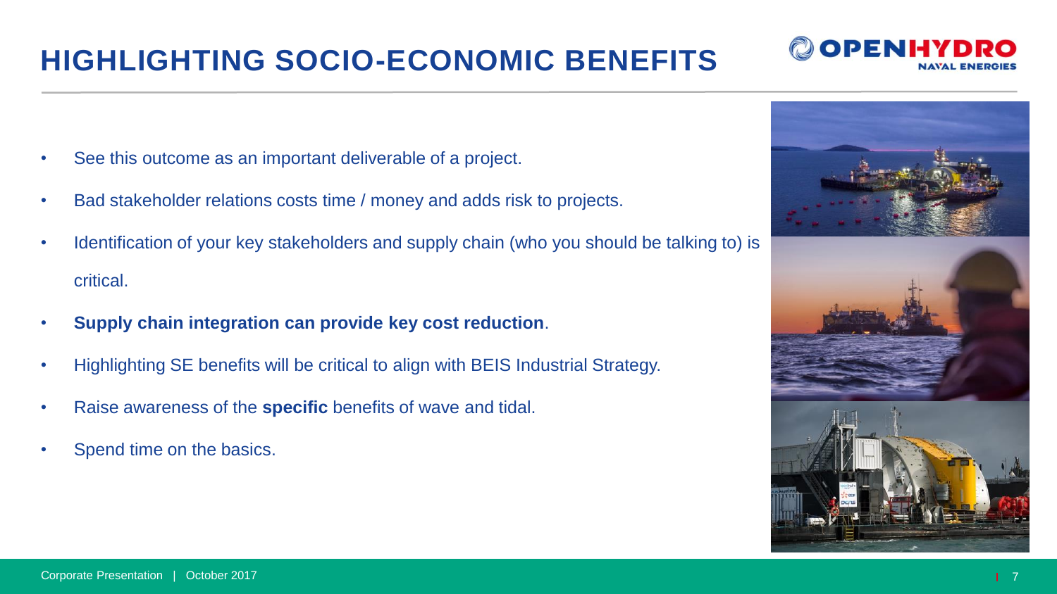# HIGHLIGHTING SOCIO-ECONOMIC BENEFITS

- See this outcome as an important deliverable of a project.
- Bad stakeholder relations costs time / money and adds risk to projects.
- Identification of your key stakeholders and supply chain (who you should be talking to) is critical.
- **Supply chain integration can provide key cost reduction**.
- Highlighting SE benefits will be critical to align with BEIS Industrial Strategy.
- Raise awareness of the **specific** benefits of wave and tidal.
- Spend time on the basics.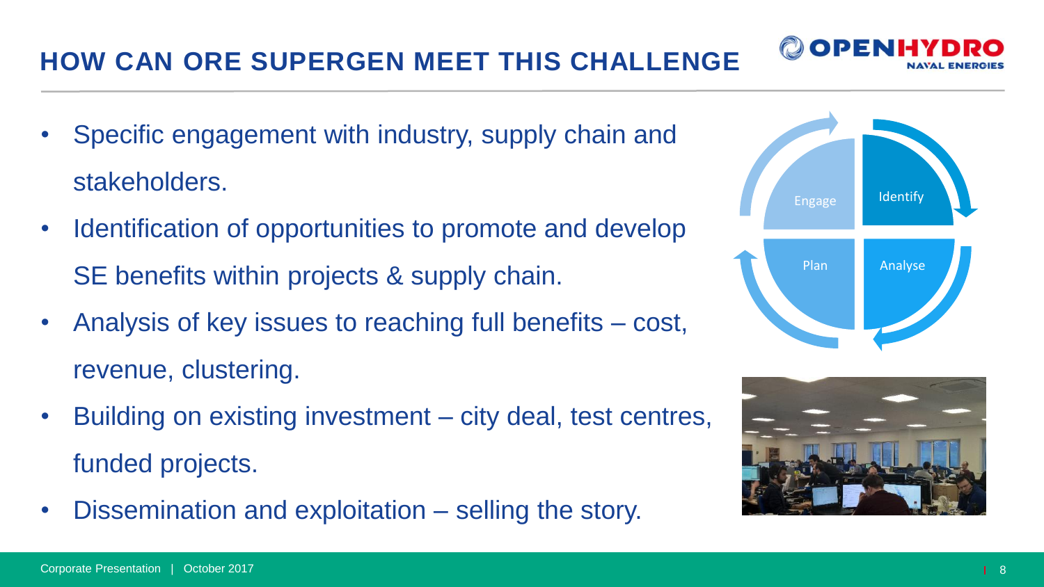# HOW CAN ORE SUPERGEN MEET THIS CHALLENGE

- Specific engagement with industry, supply chain and stakeholders.
- Identification of opportunities to promote and develop SE benefits within projects & supply chain.
- Analysis of key issues to reaching full benefits – cost, revenue, clustering.
- Building on existing investment – city deal, test centres, funded projects.
- Dissemination and exploitation – selling the story.

Engage → Identify → Analyse → Plan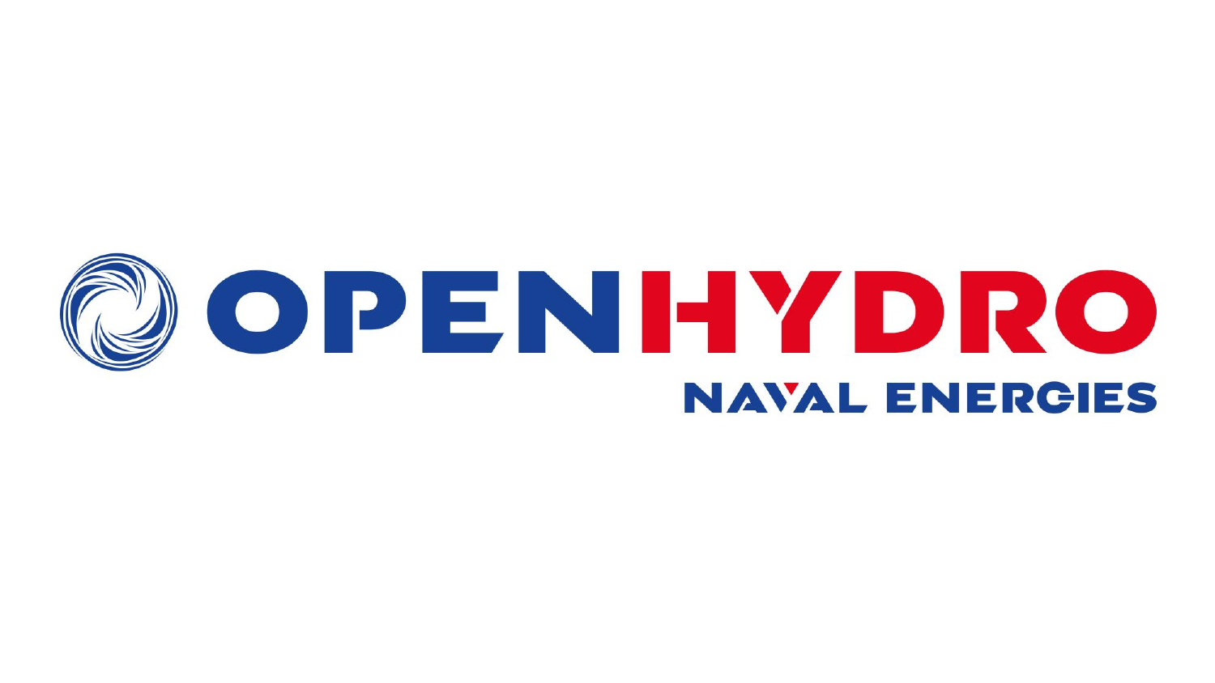OPENHYDRO

NAVAL ENERGIES